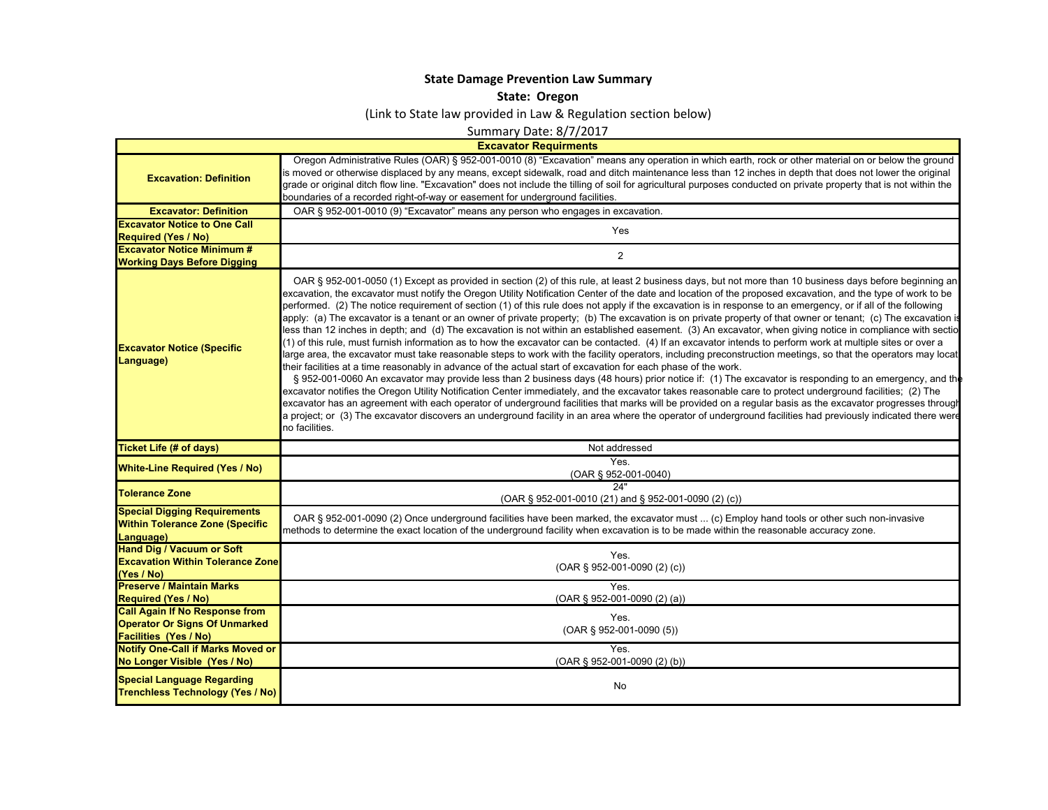**State Damage Prevention Law Summary**

**State: Oregon**

(Link to State law provided in Law & Regulation section below)

Summary Date: 8/7/2017

| **Excavator Requirments** | |
|---|---|
| **Excavation: Definition** | Oregon Administrative Rules (OAR) § 952-001-0010 (8) "Excavation" means any operation in which earth, rock or other material on or below the ground is moved or otherwise displaced by any means, except sidewalk, road and ditch maintenance less than 12 inches in depth that does not lower the original grade or original ditch flow line. "Excavation" does not include the tilling of soil for agricultural purposes conducted on private property that is not within the boundaries of a recorded right-of-way or easement for underground facilities. |
| **Excavator: Definition** | OAR § 952-001-0010 (9) "Excavator" means any person who engages in excavation. |
| **Excavator Notice to One Call Required (Yes / No)** | Yes |
| **Excavator Notice Minimum # Working Days Before Digging** | 2 |
| **Excavator Notice (Specific Language)** | OAR § 952-001-0050 (1) Except as provided in section (2) of this rule, at least 2 business days, but not more than 10 business days before beginning an excavation, the excavator must notify the Oregon Utility Notification Center of the date and location of the proposed excavation, and the type of work to be performed. (2) The notice requirement of section (1) of this rule does not apply if the excavation is in response to an emergency, or if all of the following apply: (a) The excavator is a tenant or an owner of private property; (b) The excavation is on private property of that owner or tenant; (c) The excavation is less than 12 inches in depth; and (d) The excavation is not within an established easement. (3) An excavator, when giving notice in compliance with section (1) of this rule, must furnish information as to how the excavator can be contacted. (4) If an excavator intends to perform work at multiple sites or over a large area, the excavator must take reasonable steps to work with the facility operators, including preconstruction meetings, so that the operators may locate their facilities at a time reasonably in advance of the actual start of excavation for each phase of the work.<br>§ 952-001-0060 An excavator may provide less than 2 business days (48 hours) prior notice if: (1) The excavator is responding to an emergency, and the excavator notifies the Oregon Utility Notification Center immediately, and the excavator takes reasonable care to protect underground facilities; (2) The excavator has an agreement with each operator of underground facilities that marks will be provided on a regular basis as the excavator progresses through a project; or (3) The excavator discovers an underground facility in an area where the operator of underground facilities had previously indicated there were no facilities. |
| **Ticket Life (# of days)** | Not addressed |
| **White-Line Required (Yes / No)** | Yes.<br>(OAR § 952-001-0040) |
| **Tolerance Zone** | 24"<br>(OAR § 952-001-0010 (21) and § 952-001-0090 (2) (c)) |
| **Special Digging Requirements Within Tolerance Zone (Specific Language)** | OAR § 952-001-0090 (2) Once underground facilities have been marked, the excavator must ... (c) Employ hand tools or other such non-invasive methods to determine the exact location of the underground facility when excavation is to be made within the reasonable accuracy zone. |
| **Hand Dig / Vacuum or Soft Excavation Within Tolerance Zone (Yes / No)** | Yes.<br>(OAR § 952-001-0090 (2) (c)) |
| **Preserve / Maintain Marks Required (Yes / No)** | Yes.<br>(OAR § 952-001-0090 (2) (a)) |
| **Call Again If No Response from Operator Or Signs Of Unmarked Facilities (Yes / No)** | Yes.<br>(OAR § 952-001-0090 (5)) |
| **Notify One-Call if Marks Moved or No Longer Visible (Yes / No)** | Yes.<br>(OAR § 952-001-0090 (2) (b)) |
| **Special Language Regarding Trenchless Technology (Yes / No)** | No |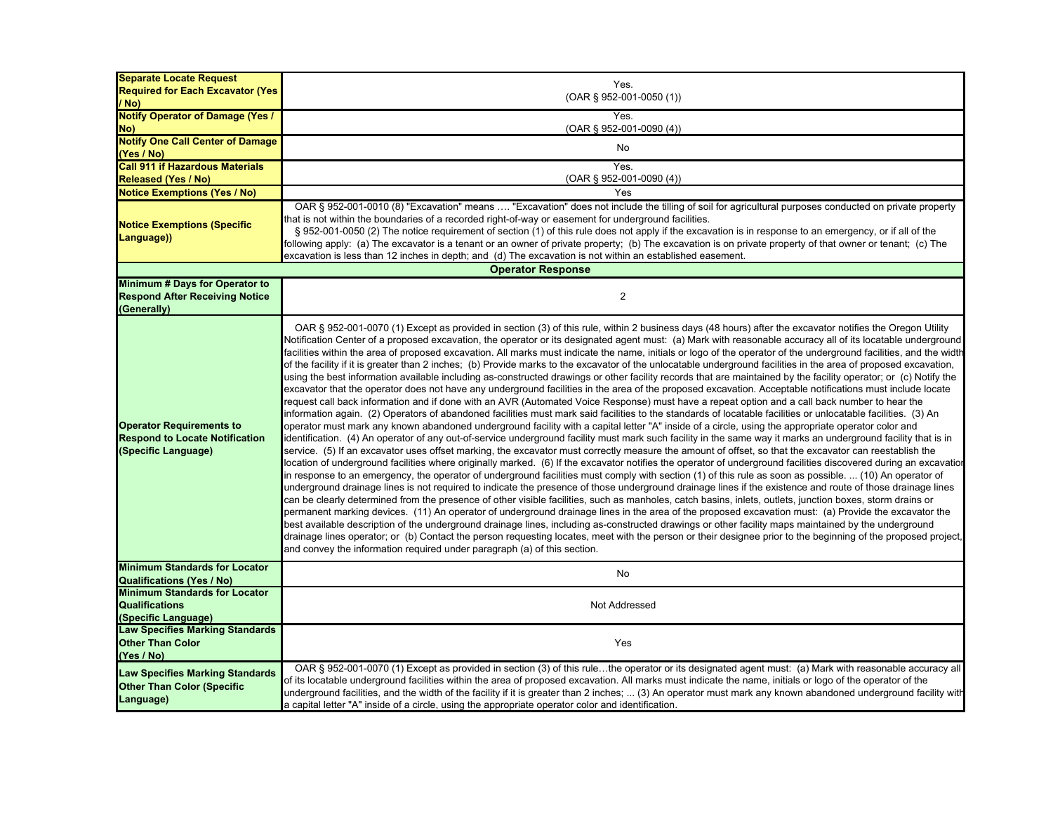| | |
|---|---|
| **Separate Locate Request Required for Each Excavator (Yes / No)** | Yes.<br>(OAR § 952-001-0050 (1)) |
| **Notify Operator of Damage (Yes / No)** | Yes.<br>(OAR § 952-001-0090 (4)) |
| **Notify One Call Center of Damage (Yes / No)** | No |
| **Call 911 if Hazardous Materials Released (Yes / No)** | Yes.<br>(OAR § 952-001-0090 (4)) |
| **Notice Exemptions (Yes / No)** | Yes |
| **Notice Exemptions (Specific Language))** | OAR § 952-001-0010 (8) "Excavation" means …. "Excavation" does not include the tilling of soil for agricultural purposes conducted on private property that is not within the boundaries of a recorded right-of-way or easement for underground facilities.<br>§ 952-001-0050 (2) The notice requirement of section (1) of this rule does not apply if the excavation is in response to an emergency, or if all of the following apply: (a) The excavator is a tenant or an owner of private property; (b) The excavation is on private property of that owner or tenant; (c) The excavation is less than 12 inches in depth; and (d) The excavation is not within an established easement. |
| **Operator Response** | |
| **Minimum # Days for Operator to Respond After Receiving Notice (Generally)** | 2 |
| **Operator Requirements to Respond to Locate Notification (Specific Language)** | OAR § 952-001-0070 (1) Except as provided in section (3) of this rule, within 2 business days (48 hours) after the excavator notifies the Oregon Utility Notification Center of a proposed excavation, the operator or its designated agent must: (a) Mark with reasonable accuracy all of its locatable underground facilities within the area of proposed excavation. All marks must indicate the name, initials or logo of the operator of the underground facilities, and the width of the facility if it is greater than 2 inches; (b) Provide marks to the excavator of the unlocatable underground facilities in the area of proposed excavation, using the best information available including as-constructed drawings or other facility records that are maintained by the facility operator; or (c) Notify the excavator that the operator does not have any underground facilities in the area of the proposed excavation. Acceptable notifications must include locate request call back information and if done with an AVR (Automated Voice Response) must have a repeat option and a call back number to hear the information again. (2) Operators of abandoned facilities must mark said facilities to the standards of locatable facilities or unlocatable facilities. (3) An operator must mark any known abandoned underground facility with a capital letter "A" inside of a circle, using the appropriate operator color and identification. (4) An operator of any out-of-service underground facility must mark such facility in the same way it marks an underground facility that is in service. (5) If an excavator uses offset marking, the excavator must correctly measure the amount of offset, so that the excavator can reestablish the location of underground facilities where originally marked. (6) If the excavator notifies the operator of underground facilities discovered during an excavation in response to an emergency, the operator of underground facilities must comply with section (1) of this rule as soon as possible. ... (10) An operator of underground drainage lines is not required to indicate the presence of those underground drainage lines if the existence and route of those drainage lines can be clearly determined from the presence of other visible facilities, such as manholes, catch basins, inlets, outlets, junction boxes, storm drains or permanent marking devices. (11) An operator of underground drainage lines in the area of the proposed excavation must: (a) Provide the excavator the best available description of the underground drainage lines, including as-constructed drawings or other facility maps maintained by the underground drainage lines operator; or (b) Contact the person requesting locates, meet with the person or their designee prior to the beginning of the proposed project, and convey the information required under paragraph (a) of this section. |
| **Minimum Standards for Locator Qualifications (Yes / No)** | No |
| **Minimum Standards for Locator Qualifications (Specific Language)** | Not Addressed |
| **Law Specifies Marking Standards Other Than Color (Yes / No)** | Yes |
| **Law Specifies Marking Standards Other Than Color (Specific Language)** | OAR § 952-001-0070 (1) Except as provided in section (3) of this rule…the operator or its designated agent must: (a) Mark with reasonable accuracy all of its locatable underground facilities within the area of proposed excavation. All marks must indicate the name, initials or logo of the operator of the underground facilities, and the width of the facility if it is greater than 2 inches; ... (3) An operator must mark any known abandoned underground facility with a capital letter "A" inside of a circle, using the appropriate operator color and identification. |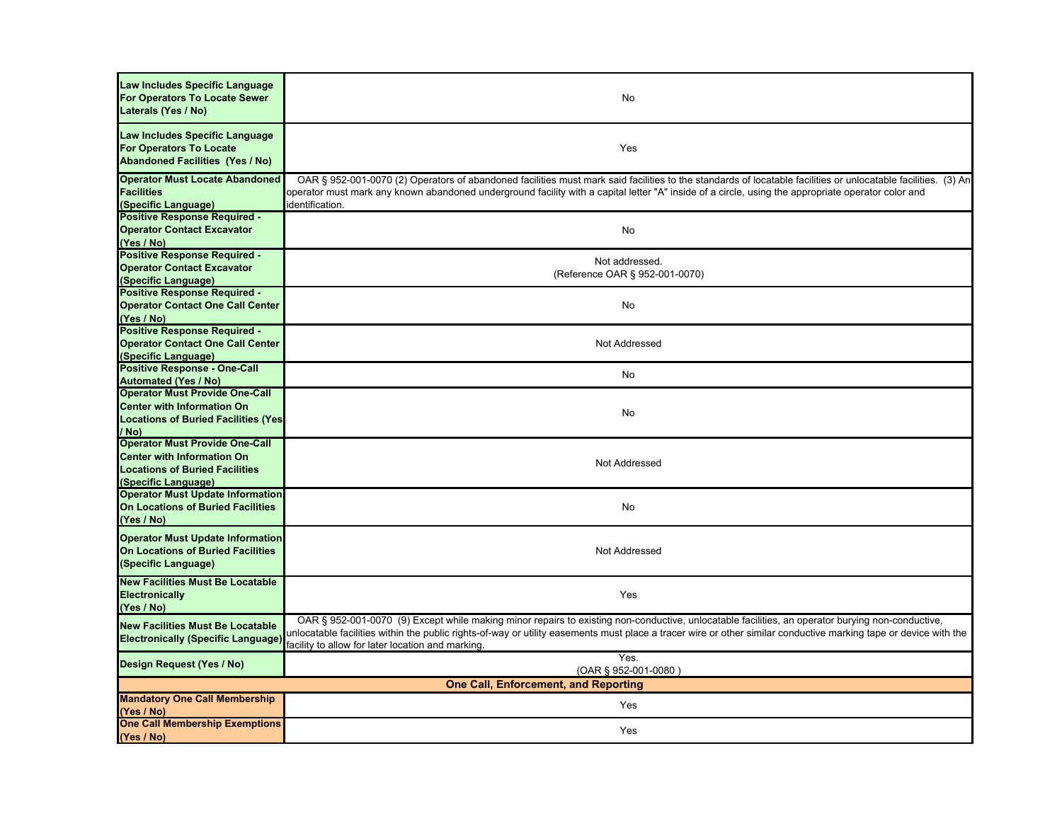| | |
|---|---|
| **Law Includes Specific Language For Operators To Locate Sewer Laterals (Yes / No)** | No |
| **Law Includes Specific Language For Operators To Locate Abandoned Facilities (Yes / No)** | Yes |
| **Operator Must Locate Abandoned Facilities (Specific Language)** | OAR § 952-001-0070 (2) Operators of abandoned facilities must mark said facilities to the standards of locatable facilities or unlocatable facilities. (3) An operator must mark any known abandoned underground facility with a capital letter "A" inside of a circle, using the appropriate operator color and identification. |
| **Positive Response Required - Operator Contact Excavator (Yes / No)** | No |
| **Positive Response Required - Operator Contact Excavator (Specific Language)** | Not addressed. (Reference OAR § 952-001-0070) |
| **Positive Response Required - Operator Contact One Call Center (Yes / No)** | No |
| **Positive Response Required - Operator Contact One Call Center (Specific Language)** | Not Addressed |
| **Positive Response - One-Call Automated (Yes / No)** | No |
| **Operator Must Provide One-Call Center with Information On Locations of Buried Facilities (Yes / No)** | No |
| **Operator Must Provide One-Call Center with Information On Locations of Buried Facilities (Specific Language)** | Not Addressed |
| **Operator Must Update Information On Locations of Buried Facilities (Yes / No)** | No |
| **Operator Must Update Information On Locations of Buried Facilities (Specific Language)** | Not Addressed |
| **New Facilities Must Be Locatable Electronically (Yes / No)** | Yes |
| **New Facilities Must Be Locatable Electronically (Specific Language)** | OAR § 952-001-0070 (9) Except while making minor repairs to existing non-conductive, unlocatable facilities, an operator burying non-conductive, unlocatable facilities within the public rights-of-way or utility easements must place a tracer wire or other similar conductive marking tape or device with the facility to allow for later location and marking. |
| **Design Request (Yes / No)** | Yes. (OAR § 952-001-0080 ) |
| **One Call, Enforcement, and Reporting** | |
| **Mandatory One Call Membership (Yes / No)** | Yes |
| **One Call Membership Exemptions (Yes / No)** | Yes |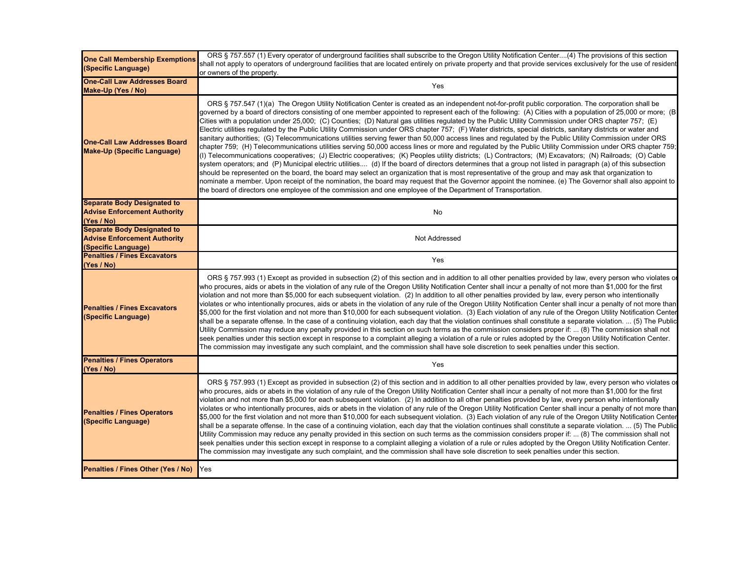| | |
|---|---|
| **One Call Membership Exemptions (Specific Language)** | ORS § 757.557 (1) Every operator of underground facilities shall subscribe to the Oregon Utility Notification Center....(4) The provisions of this section shall not apply to operators of underground facilities that are located entirely on private property and that provide services exclusively for the use of residents or owners of the property. |
| **One-Call Law Addresses Board Make-Up (Yes / No)** | Yes |
| **One-Call Law Addresses Board Make-Up (Specific Language)** | ORS § 757.547 (1)(a) The Oregon Utility Notification Center is created as an independent not-for-profit public corporation. The corporation shall be governed by a board of directors consisting of one member appointed to represent each of the following: (A) Cities with a population of 25,000 or more; (B) Cities with a population under 25,000; (C) Counties; (D) Natural gas utilities regulated by the Public Utility Commission under ORS chapter 757; (E) Electric utilities regulated by the Public Utility Commission under ORS chapter 757; (F) Water districts, special districts, sanitary districts or water and sanitary authorities; (G) Telecommunications utilities serving fewer than 50,000 access lines and regulated by the Public Utility Commission under ORS chapter 759; (H) Telecommunications utilities serving 50,000 access lines or more and regulated by the Public Utility Commission under ORS chapter 759; (I) Telecommunications cooperatives; (J) Electric cooperatives; (K) Peoples utility districts; (L) Contractors; (M) Excavators; (N) Railroads; (O) Cable system operators; and (P) Municipal electric utilities.... (d) If the board of directors determines that a group not listed in paragraph (a) of this subsection should be represented on the board, the board may select an organization that is most representative of the group and may ask that organization to nominate a member. Upon receipt of the nomination, the board may request that the Governor appoint the nominee. (e) The Governor shall also appoint to the board of directors one employee of the commission and one employee of the Department of Transportation. |
| **Separate Body Designated to Advise Enforcement Authority (Yes / No)** | No |
| **Separate Body Designated to Advise Enforcement Authority (Specific Language)** | Not Addressed |
| **Penalties / Fines Excavators (Yes / No)** | Yes |
| **Penalties / Fines Excavators (Specific Language)** | ORS § 757.993 (1) Except as provided in subsection (2) of this section and in addition to all other penalties provided by law, every person who violates or who procures, aids or abets in the violation of any rule of the Oregon Utility Notification Center shall incur a penalty of not more than $1,000 for the first violation and not more than $5,000 for each subsequent violation. (2) In addition to all other penalties provided by law, every person who intentionally violates or who intentionally procures, aids or abets in the violation of any rule of the Oregon Utility Notification Center shall incur a penalty of not more than $5,000 for the first violation and not more than $10,000 for each subsequent violation. (3) Each violation of any rule of the Oregon Utility Notification Center shall be a separate offense. In the case of a continuing violation, each day that the violation continues shall constitute a separate violation. ... (5) The Public Utility Commission may reduce any penalty provided in this section on such terms as the commission considers proper if: ... (8) The commission shall not seek penalties under this section except in response to a complaint alleging a violation of a rule or rules adopted by the Oregon Utility Notification Center. The commission may investigate any such complaint, and the commission shall have sole discretion to seek penalties under this section. |
| **Penalties / Fines Operators (Yes / No)** | Yes |
| **Penalties / Fines Operators (Specific Language)** | ORS § 757.993 (1) Except as provided in subsection (2) of this section and in addition to all other penalties provided by law, every person who violates or who procures, aids or abets in the violation of any rule of the Oregon Utility Notification Center shall incur a penalty of not more than $1,000 for the first violation and not more than $5,000 for each subsequent violation. (2) In addition to all other penalties provided by law, every person who intentionally violates or who intentionally procures, aids or abets in the violation of any rule of the Oregon Utility Notification Center shall incur a penalty of not more than $5,000 for the first violation and not more than $10,000 for each subsequent violation. (3) Each violation of any rule of the Oregon Utility Notification Center shall be a separate offense. In the case of a continuing violation, each day that the violation continues shall constitute a separate violation. ... (5) The Public Utility Commission may reduce any penalty provided in this section on such terms as the commission considers proper if: ... (8) The commission shall not seek penalties under this section except in response to a complaint alleging a violation of a rule or rules adopted by the Oregon Utility Notification Center. The commission may investigate any such complaint, and the commission shall have sole discretion to seek penalties under this section. |
| **Penalties / Fines Other (Yes / No)** | Yes |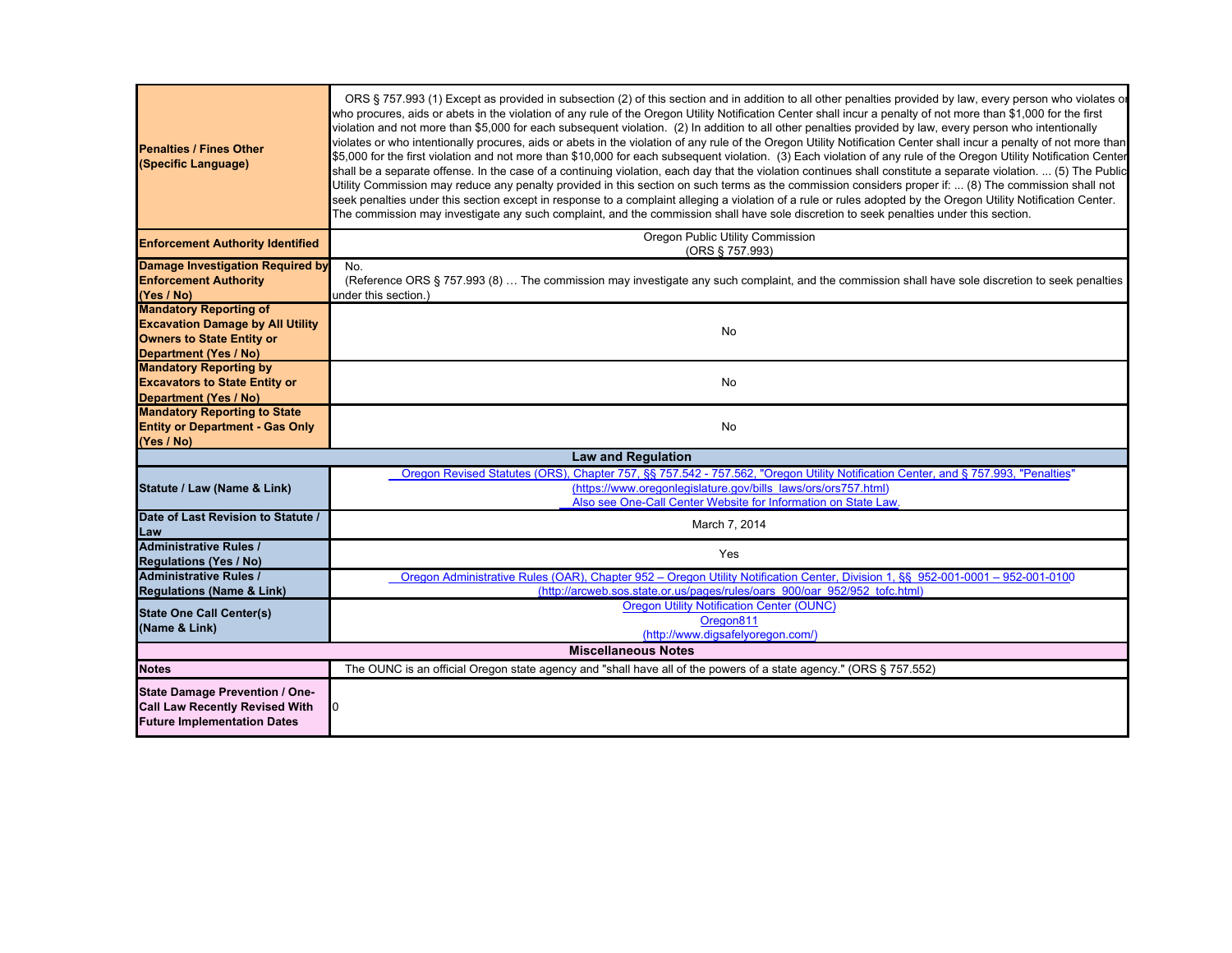| | |
|---|---|
| **Penalties / Fines Other (Specific Language)** | ORS § 757.993 (1) Except as provided in subsection (2) of this section and in addition to all other penalties provided by law, every person who violates or who procures, aids or abets in the violation of any rule of the Oregon Utility Notification Center shall incur a penalty of not more than $1,000 for the first violation and not more than $5,000 for each subsequent violation. (2) In addition to all other penalties provided by law, every person who intentionally violates or who intentionally procures, aids or abets in the violation of any rule of the Oregon Utility Notification Center shall incur a penalty of not more than $5,000 for the first violation and not more than $10,000 for each subsequent violation. (3) Each violation of any rule of the Oregon Utility Notification Center shall be a separate offense. In the case of a continuing violation, each day that the violation continues shall constitute a separate violation. ... (5) The Public Utility Commission may reduce any penalty provided in this section on such terms as the commission considers proper if: ... (8) The commission shall not seek penalties under this section except in response to a complaint alleging a violation of a rule or rules adopted by the Oregon Utility Notification Center. The commission may investigate any such complaint, and the commission shall have sole discretion to seek penalties under this section. |
| **Enforcement Authority Identified** | Oregon Public Utility Commission (ORS § 757.993) |
| **Damage Investigation Required by Enforcement Authority (Yes / No)** | No. (Reference ORS § 757.993 (8) … The commission may investigate any such complaint, and the commission shall have sole discretion to seek penalties under this section.) |
| **Mandatory Reporting of Excavation Damage by All Utility Owners to State Entity or Department (Yes / No)** | No |
| **Mandatory Reporting by Excavators to State Entity or Department (Yes / No)** | No |
| **Mandatory Reporting to State Entity or Department - Gas Only (Yes / No)** | No |
| **Law and Regulation** | |
| **Statute / Law (Name & Link)** | Oregon Revised Statutes (ORS), Chapter 757, §§ 757.542 - 757.562, "Oregon Utility Notification Center, and § 757.993, "Penalties" (https://www.oregonlegislature.gov/bills_laws/ors/ors757.html) Also see One-Call Center Website for Information on State Law. |
| **Date of Last Revision to Statute / Law** | March 7, 2014 |
| **Administrative Rules / Regulations (Yes / No)** | Yes |
| **Administrative Rules / Regulations (Name & Link)** | Oregon Administrative Rules (OAR), Chapter 952 – Oregon Utility Notification Center, Division 1, §§ 952-001-0001 – 952-001-0100 (http://arcweb.sos.state.or.us/pages/rules/oars_900/oar_952/952_tofc.html) |
| **State One Call Center(s) (Name & Link)** | Oregon Utility Notification Center (OUNC) Oregon811 (http://www.digsafelyoregon.com/) |
| **Miscellaneous Notes** | |
| **Notes** | The OUNC is an official Oregon state agency and "shall have all of the powers of a state agency." (ORS § 757.552) |
| **State Damage Prevention / One-Call Law Recently Revised With Future Implementation Dates** | 0 |